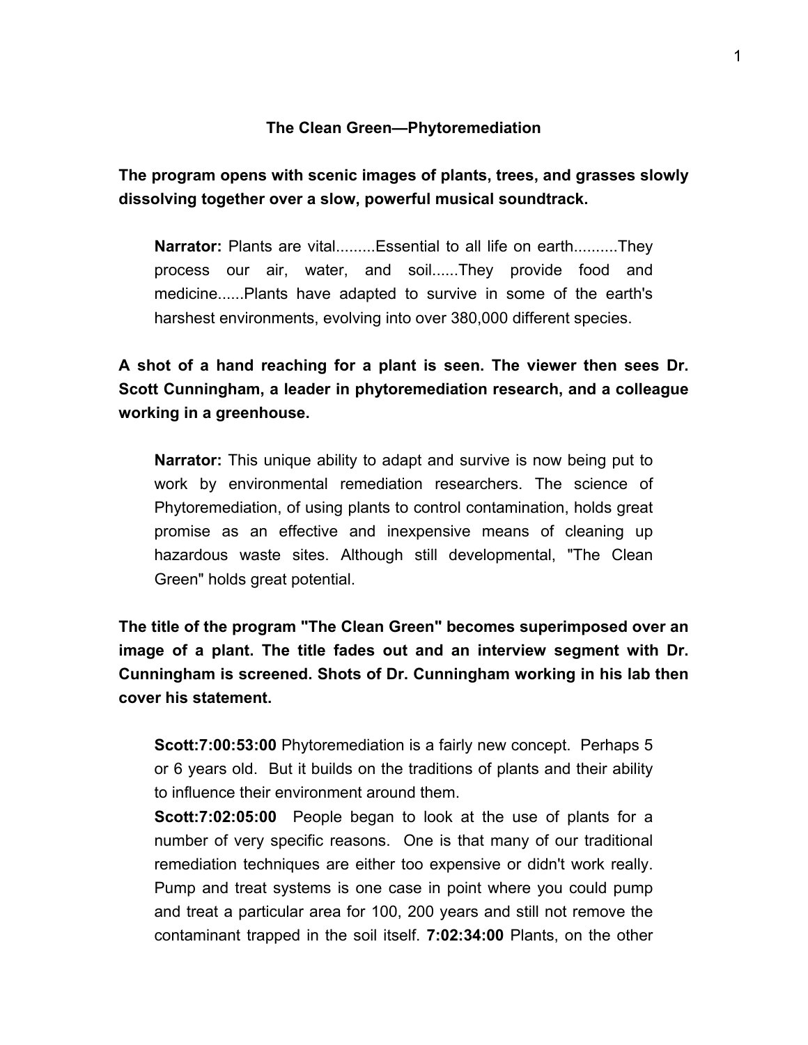**The Clean Green—Phytoremediation**

**The program opens with scenic images of plants, trees, and grasses slowly dissolving together over a slow, powerful musical soundtrack.**

> **Narrator:** Plants are vital.........Essential to all life on earth..........They process our air, water, and soil......They provide food and medicine......Plants have adapted to survive in some of the earth's harshest environments, evolving into over 380,000 different species.

**A shot of a hand reaching for a plant is seen. The viewer then sees Dr. Scott Cunningham, a leader in phytoremediation research, and a colleague working in a greenhouse.**

> **Narrator:** This unique ability to adapt and survive is now being put to work by environmental remediation researchers. The science of Phytoremediation, of using plants to control contamination, holds great promise as an effective and inexpensive means of cleaning up hazardous waste sites. Although still developmental, "The Clean Green" holds great potential.

**The title of the program "The Clean Green" becomes superimposed over an image of a plant. The title fades out and an interview segment with Dr. Cunningham is screened. Shots of Dr. Cunningham working in his lab then cover his statement.**

> **Scott:7:00:53:00** Phytoremediation is a fairly new concept. Perhaps 5 or 6 years old. But it builds on the traditions of plants and their ability to influence their environment around them.
>
> **Scott:7:02:05:00** People began to look at the use of plants for a number of very specific reasons. One is that many of our traditional remediation techniques are either too expensive or didn't work really. Pump and treat systems is one case in point where you could pump and treat a particular area for 100, 200 years and still not remove the contaminant trapped in the soil itself. **7:02:34:00** Plants, on the other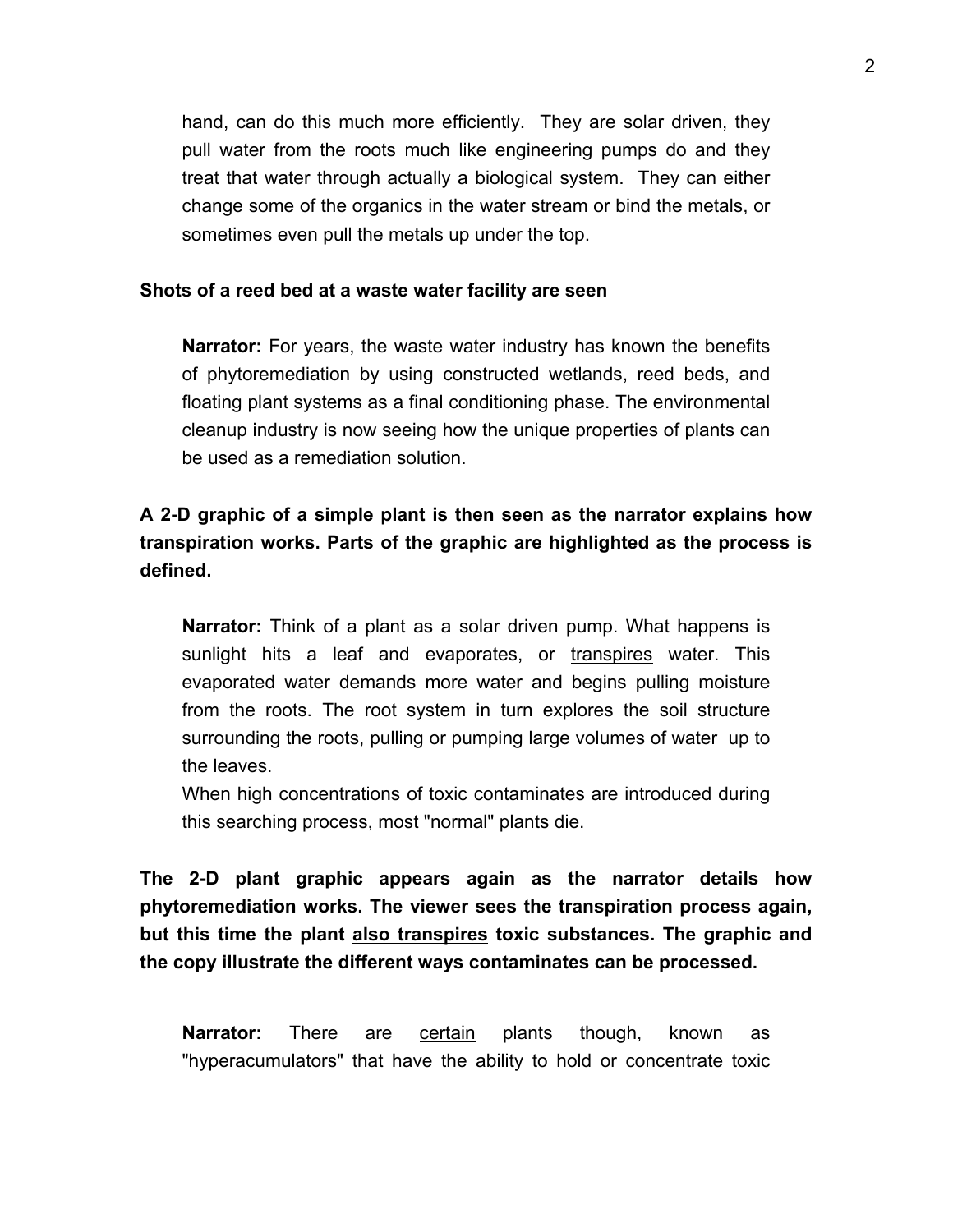hand, can do this much more efficiently. They are solar driven, they pull water from the roots much like engineering pumps do and they treat that water through actually a biological system. They can either change some of the organics in the water stream or bind the metals, or sometimes even pull the metals up under the top.

**Shots of a reed bed at a waste water facility are seen**

**Narrator:** For years, the waste water industry has known the benefits of phytoremediation by using constructed wetlands, reed beds, and floating plant systems as a final conditioning phase. The environmental cleanup industry is now seeing how the unique properties of plants can be used as a remediation solution.

**A 2-D graphic of a simple plant is then seen as the narrator explains how transpiration works. Parts of the graphic are highlighted as the process is defined.**

**Narrator:** Think of a plant as a solar driven pump. What happens is sunlight hits a leaf and evaporates, or <u>transpires</u> water. This evaporated water demands more water and begins pulling moisture from the roots. The root system in turn explores the soil structure surrounding the roots, pulling or pumping large volumes of water up to the leaves.

When high concentrations of toxic contaminates are introduced during this searching process, most "normal" plants die.

**The 2-D plant graphic appears again as the narrator details how phytoremediation works. The viewer sees the transpiration process again, but this time the plant <u>also transpires</u> toxic substances. The graphic and the copy illustrate the different ways contaminates can be processed.**

**Narrator:** There are <u>certain</u> plants though, known as "hyperacumulators" that have the ability to hold or concentrate toxic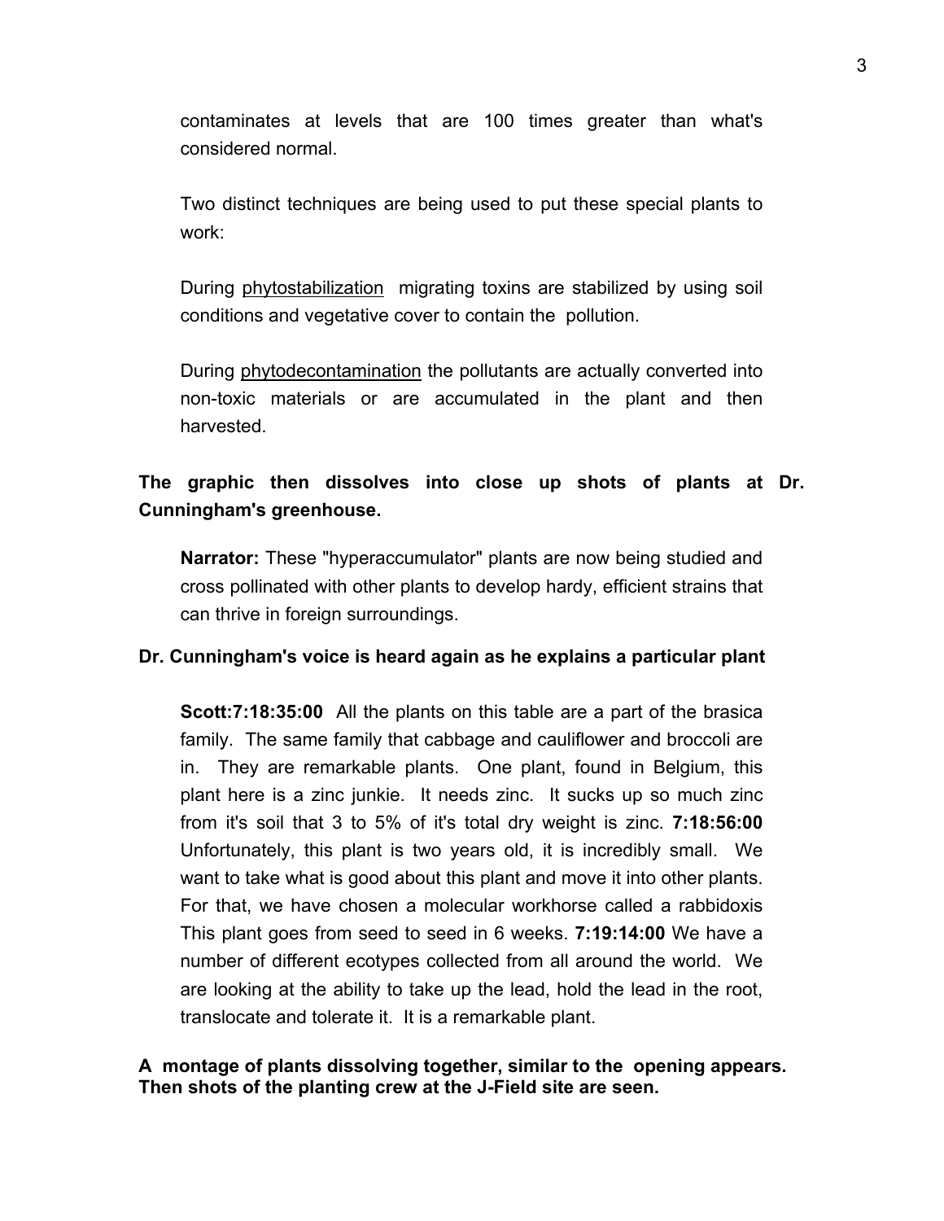contaminates at levels that are 100 times greater than what's considered normal.

Two distinct techniques are being used to put these special plants to work:

During <u>phytostabilization</u> migrating toxins are stabilized by using soil conditions and vegetative cover to contain the pollution.

During <u>phytodecontamination</u> the pollutants are actually converted into non-toxic materials or are accumulated in the plant and then harvested.

**The graphic then dissolves into close up shots of plants at Dr. Cunningham's greenhouse.**

**Narrator:** These "hyperaccumulator" plants are now being studied and cross pollinated with other plants to develop hardy, efficient strains that can thrive in foreign surroundings.

**Dr. Cunningham's voice is heard again as he explains a particular plant**

**Scott:7:18:35:00** All the plants on this table are a part of the brasica family. The same family that cabbage and cauliflower and broccoli are in. They are remarkable plants. One plant, found in Belgium, this plant here is a zinc junkie. It needs zinc. It sucks up so much zinc from it's soil that 3 to 5% of it's total dry weight is zinc. **7:18:56:00** Unfortunately, this plant is two years old, it is incredibly small. We want to take what is good about this plant and move it into other plants. For that, we have chosen a molecular workhorse called a rabbidoxis This plant goes from seed to seed in 6 weeks. **7:19:14:00** We have a number of different ecotypes collected from all around the world. We are looking at the ability to take up the lead, hold the lead in the root, translocate and tolerate it. It is a remarkable plant.

**A montage of plants dissolving together, similar to the opening appears. Then shots of the planting crew at the J-Field site are seen.**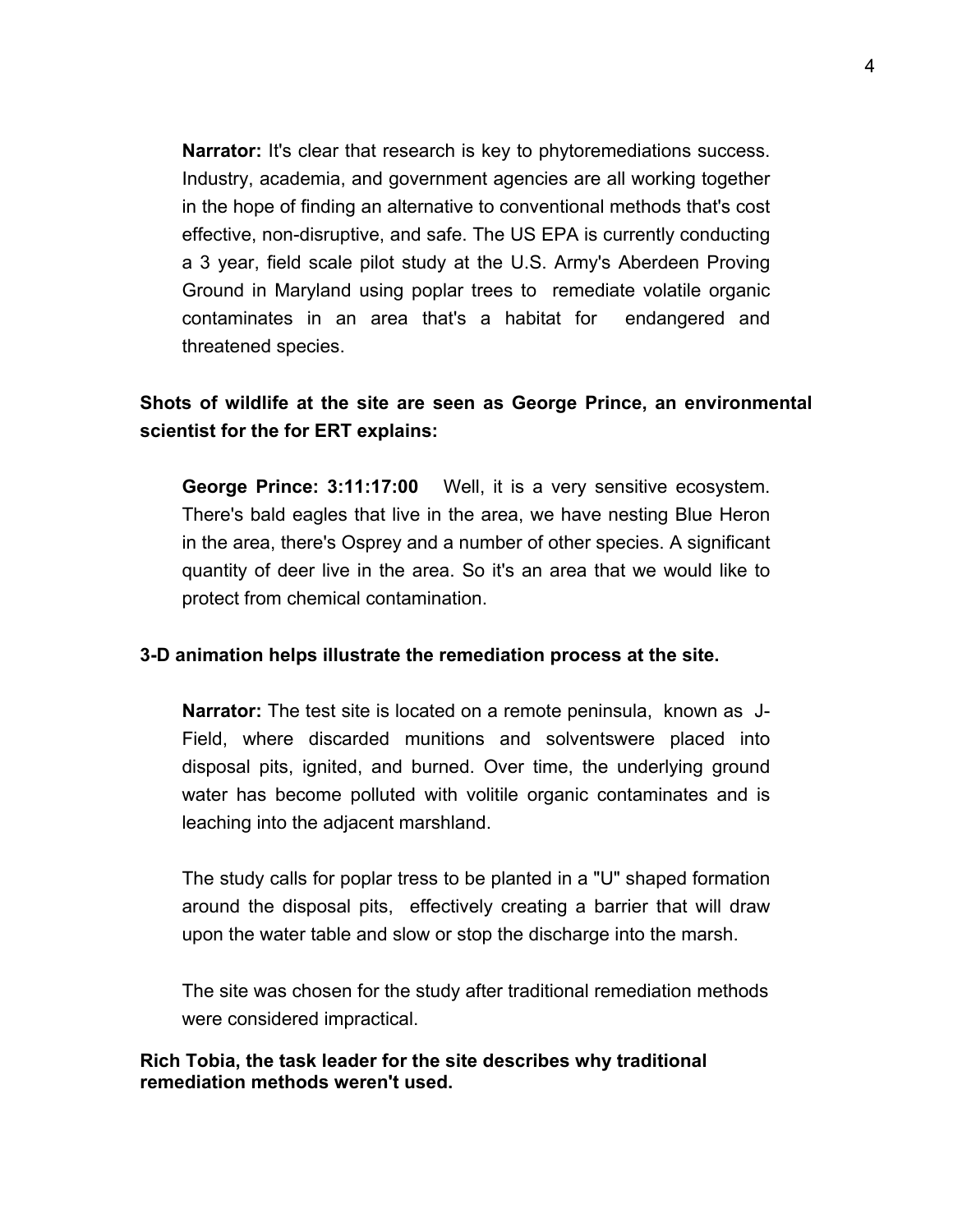**Narrator:** It's clear that research is key to phytoremediations success. Industry, academia, and government agencies are all working together in the hope of finding an alternative to conventional methods that's cost effective, non-disruptive, and safe. The US EPA is currently conducting a 3 year, field scale pilot study at the U.S. Army's Aberdeen Proving Ground in Maryland using poplar trees to remediate volatile organic contaminates in an area that's a habitat for endangered and threatened species.

**Shots of wildlife at the site are seen as George Prince, an environmental scientist for the for ERT explains:**

**George Prince: 3:11:17:00** Well, it is a very sensitive ecosystem. There's bald eagles that live in the area, we have nesting Blue Heron in the area, there's Osprey and a number of other species. A significant quantity of deer live in the area. So it's an area that we would like to protect from chemical contamination.

**3-D animation helps illustrate the remediation process at the site.**

**Narrator:** The test site is located on a remote peninsula, known as J-Field, where discarded munitions and solventswere placed into disposal pits, ignited, and burned. Over time, the underlying ground water has become polluted with volitile organic contaminates and is leaching into the adjacent marshland.

The study calls for poplar tress to be planted in a "U" shaped formation around the disposal pits, effectively creating a barrier that will draw upon the water table and slow or stop the discharge into the marsh.

The site was chosen for the study after traditional remediation methods were considered impractical.

**Rich Tobia, the task leader for the site describes why traditional remediation methods weren't used.**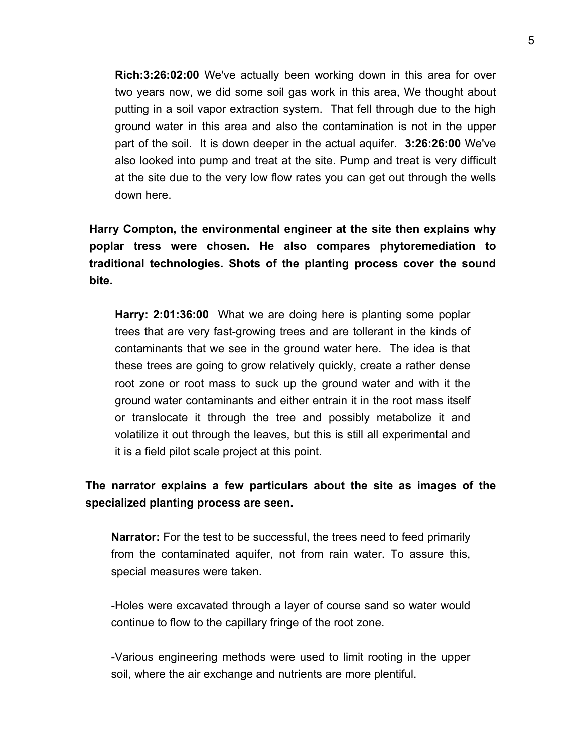**Rich:3:26:02:00** We've actually been working down in this area for over two years now, we did some soil gas work in this area, We thought about putting in a soil vapor extraction system. That fell through due to the high ground water in this area and also the contamination is not in the upper part of the soil. It is down deeper in the actual aquifer. **3:26:26:00** We've also looked into pump and treat at the site. Pump and treat is very difficult at the site due to the very low flow rates you can get out through the wells down here.

**Harry Compton, the environmental engineer at the site then explains why poplar tress were chosen. He also compares phytoremediation to traditional technologies. Shots of the planting process cover the sound bite.**

**Harry: 2:01:36:00** What we are doing here is planting some poplar trees that are very fast-growing trees and are tollerant in the kinds of contaminants that we see in the ground water here. The idea is that these trees are going to grow relatively quickly, create a rather dense root zone or root mass to suck up the ground water and with it the ground water contaminants and either entrain it in the root mass itself or translocate it through the tree and possibly metabolize it and volatilize it out through the leaves, but this is still all experimental and it is a field pilot scale project at this point.

**The narrator explains a few particulars about the site as images of the specialized planting process are seen.**

**Narrator:** For the test to be successful, the trees need to feed primarily from the contaminated aquifer, not from rain water. To assure this, special measures were taken.

-Holes were excavated through a layer of course sand so water would continue to flow to the capillary fringe of the root zone.

-Various engineering methods were used to limit rooting in the upper soil, where the air exchange and nutrients are more plentiful.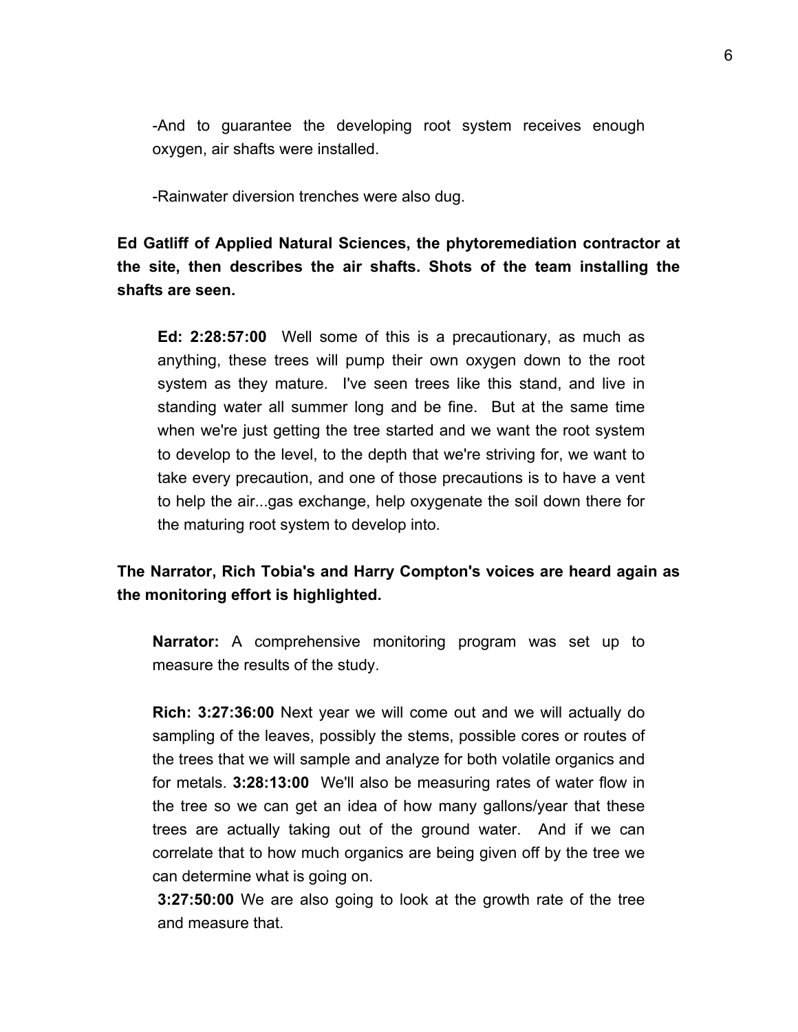-And to guarantee the developing root system receives enough oxygen, air shafts were installed.

-Rainwater diversion trenches were also dug.

**Ed Gatliff of Applied Natural Sciences, the phytoremediation contractor at the site, then describes the air shafts. Shots of the team installing the shafts are seen.**

**Ed: 2:28:57:00** Well some of this is a precautionary, as much as anything, these trees will pump their own oxygen down to the root system as they mature. I've seen trees like this stand, and live in standing water all summer long and be fine. But at the same time when we're just getting the tree started and we want the root system to develop to the level, to the depth that we're striving for, we want to take every precaution, and one of those precautions is to have a vent to help the air...gas exchange, help oxygenate the soil down there for the maturing root system to develop into.

**The Narrator, Rich Tobia's and Harry Compton's voices are heard again as the monitoring effort is highlighted.**

**Narrator:** A comprehensive monitoring program was set up to measure the results of the study.

**Rich: 3:27:36:00** Next year we will come out and we will actually do sampling of the leaves, possibly the stems, possible cores or routes of the trees that we will sample and analyze for both volatile organics and for metals. **3:28:13:00** We'll also be measuring rates of water flow in the tree so we can get an idea of how many gallons/year that these trees are actually taking out of the ground water. And if we can correlate that to how much organics are being given off by the tree we can determine what is going on.
**3:27:50:00** We are also going to look at the growth rate of the tree and measure that.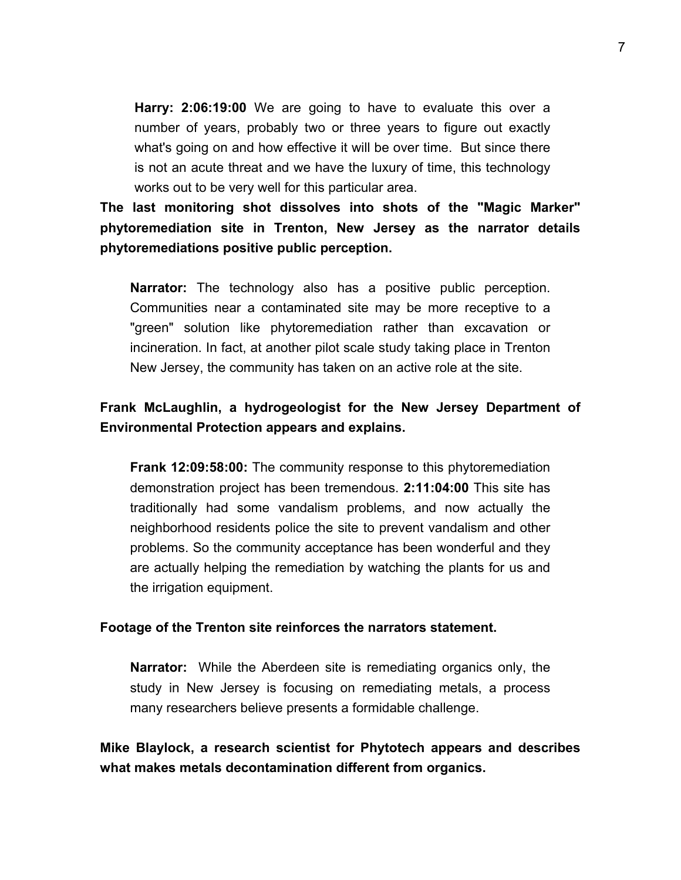**Harry: 2:06:19:00** We are going to have to evaluate this over a number of years, probably two or three years to figure out exactly what's going on and how effective it will be over time. But since there is not an acute threat and we have the luxury of time, this technology works out to be very well for this particular area.

**The last monitoring shot dissolves into shots of the "Magic Marker" phytoremediation site in Trenton, New Jersey as the narrator details phytoremediations positive public perception.**

**Narrator:** The technology also has a positive public perception. Communities near a contaminated site may be more receptive to a "green" solution like phytoremediation rather than excavation or incineration. In fact, at another pilot scale study taking place in Trenton New Jersey, the community has taken on an active role at the site.

**Frank McLaughlin, a hydrogeologist for the New Jersey Department of Environmental Protection appears and explains.**

**Frank 12:09:58:00:** The community response to this phytoremediation demonstration project has been tremendous. **2:11:04:00** This site has traditionally had some vandalism problems, and now actually the neighborhood residents police the site to prevent vandalism and other problems. So the community acceptance has been wonderful and they are actually helping the remediation by watching the plants for us and the irrigation equipment.

**Footage of the Trenton site reinforces the narrators statement.**

**Narrator:** While the Aberdeen site is remediating organics only, the study in New Jersey is focusing on remediating metals, a process many researchers believe presents a formidable challenge.

**Mike Blaylock, a research scientist for Phytotech appears and describes what makes metals decontamination different from organics.**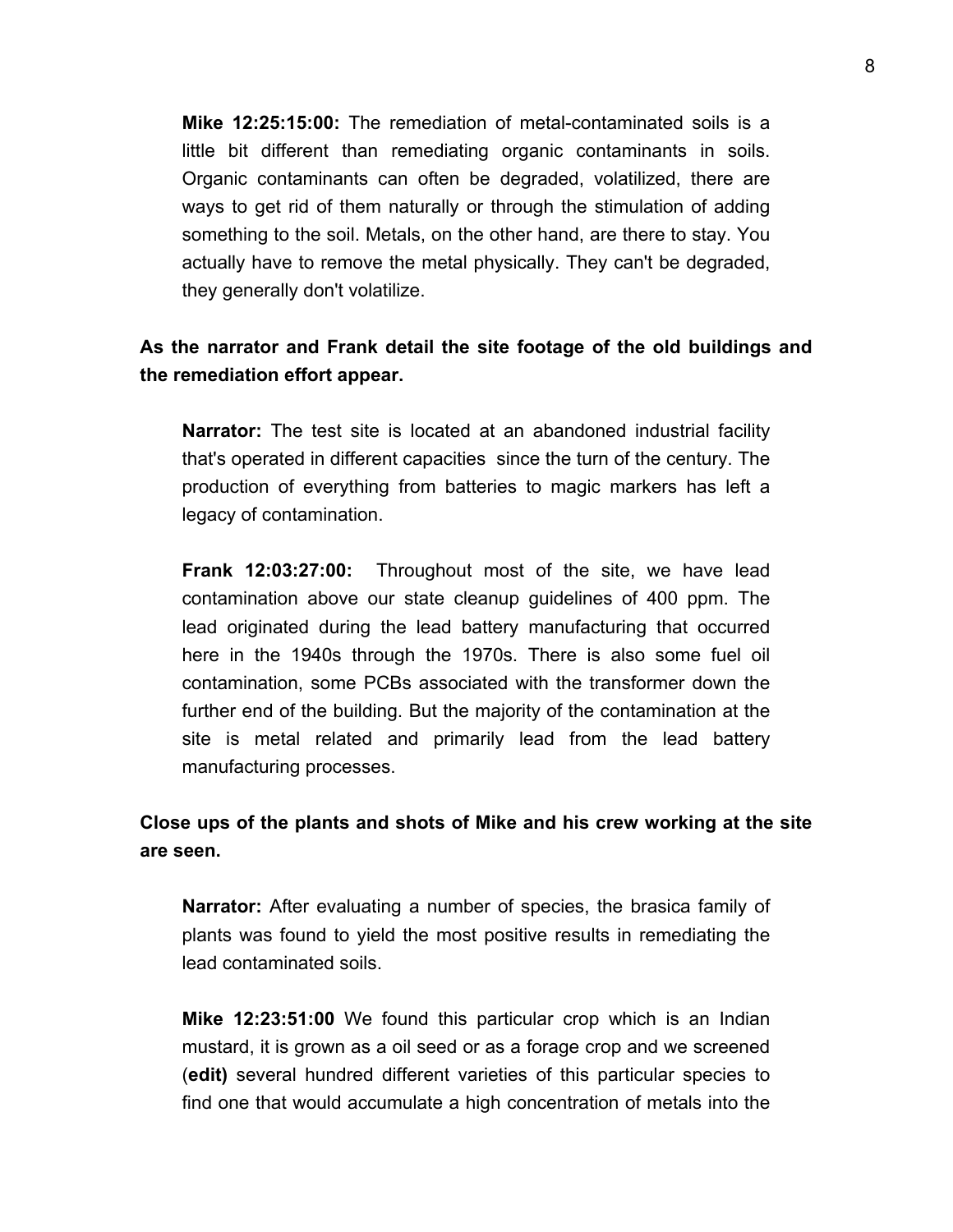**Mike 12:25:15:00:** The remediation of metal-contaminated soils is a little bit different than remediating organic contaminants in soils. Organic contaminants can often be degraded, volatilized, there are ways to get rid of them naturally or through the stimulation of adding something to the soil. Metals, on the other hand, are there to stay. You actually have to remove the metal physically. They can't be degraded, they generally don't volatilize.

**As the narrator and Frank detail the site footage of the old buildings and the remediation effort appear.**

**Narrator:** The test site is located at an abandoned industrial facility that's operated in different capacities  since the turn of the century. The production of everything from batteries to magic markers has left a legacy of contamination.

**Frank 12:03:27:00:**  Throughout most of the site, we have lead contamination above our state cleanup guidelines of 400 ppm. The lead originated during the lead battery manufacturing that occurred here in the 1940s through the 1970s. There is also some fuel oil contamination, some PCBs associated with the transformer down the further end of the building. But the majority of the contamination at the site is metal related and primarily lead from the lead battery manufacturing processes.

**Close ups of the plants and shots of Mike and his crew working at the site are seen.**

**Narrator:** After evaluating a number of species, the brasica family of plants was found to yield the most positive results in remediating the lead contaminated soils.

**Mike 12:23:51:00** We found this particular crop which is an Indian mustard, it is grown as a oil seed or as a forage crop and we screened (**edit)** several hundred different varieties of this particular species to find one that would accumulate a high concentration of metals into the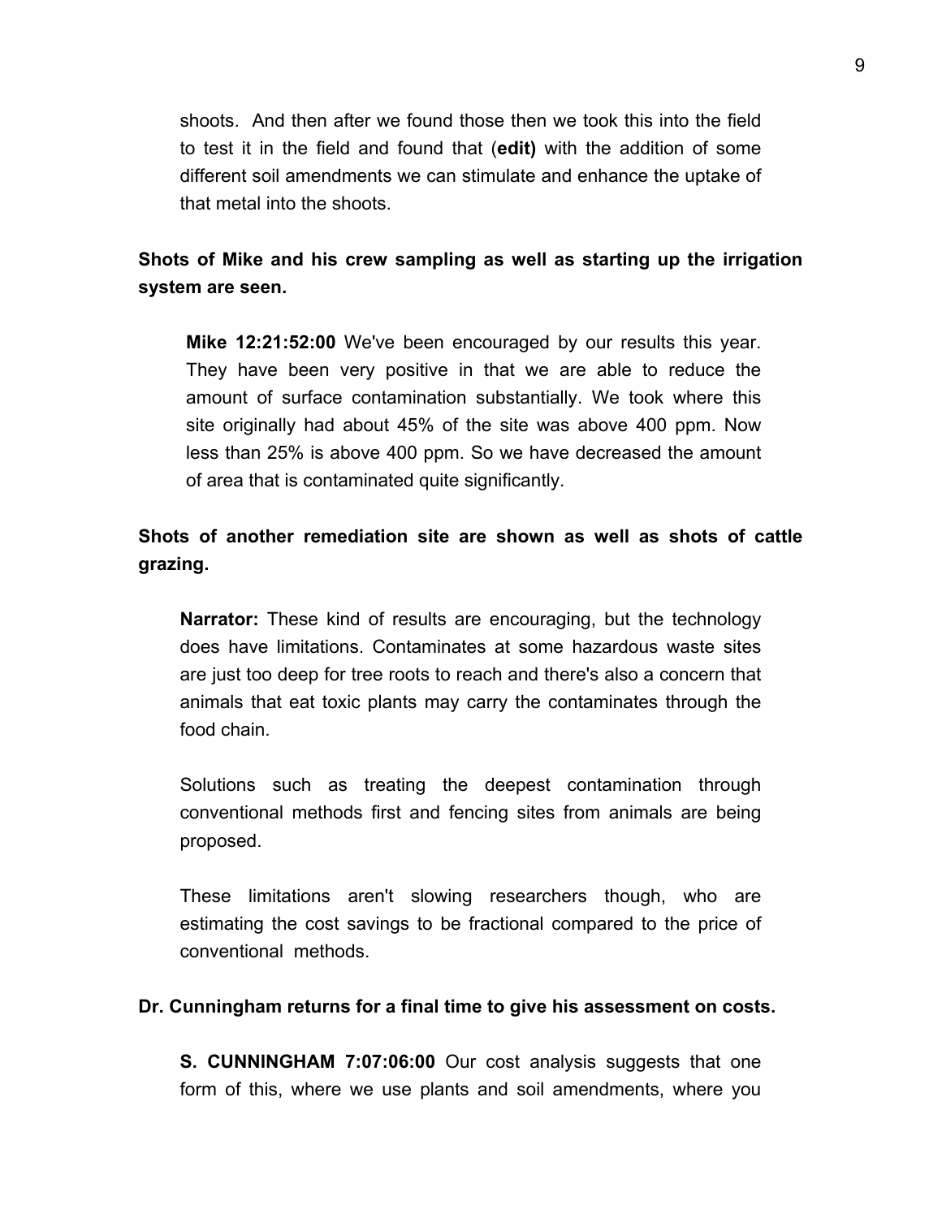shoots. And then after we found those then we took this into the field to test it in the field and found that (**edit)** with the addition of some different soil amendments we can stimulate and enhance the uptake of that metal into the shoots.

**Shots of Mike and his crew sampling as well as starting up the irrigation system are seen.**

**Mike 12:21:52:00** We've been encouraged by our results this year. They have been very positive in that we are able to reduce the amount of surface contamination substantially. We took where this site originally had about 45% of the site was above 400 ppm. Now less than 25% is above 400 ppm. So we have decreased the amount of area that is contaminated quite significantly.

**Shots of another remediation site are shown as well as shots of cattle grazing.**

**Narrator:** These kind of results are encouraging, but the technology does have limitations. Contaminates at some hazardous waste sites are just too deep for tree roots to reach and there's also a concern that animals that eat toxic plants may carry the contaminates through the food chain.

Solutions such as treating the deepest contamination through conventional methods first and fencing sites from animals are being proposed.

These limitations aren't slowing researchers though, who are estimating the cost savings to be fractional compared to the price of conventional methods.

**Dr. Cunningham returns for a final time to give his assessment on costs.**

**S. CUNNINGHAM 7:07:06:00** Our cost analysis suggests that one form of this, where we use plants and soil amendments, where you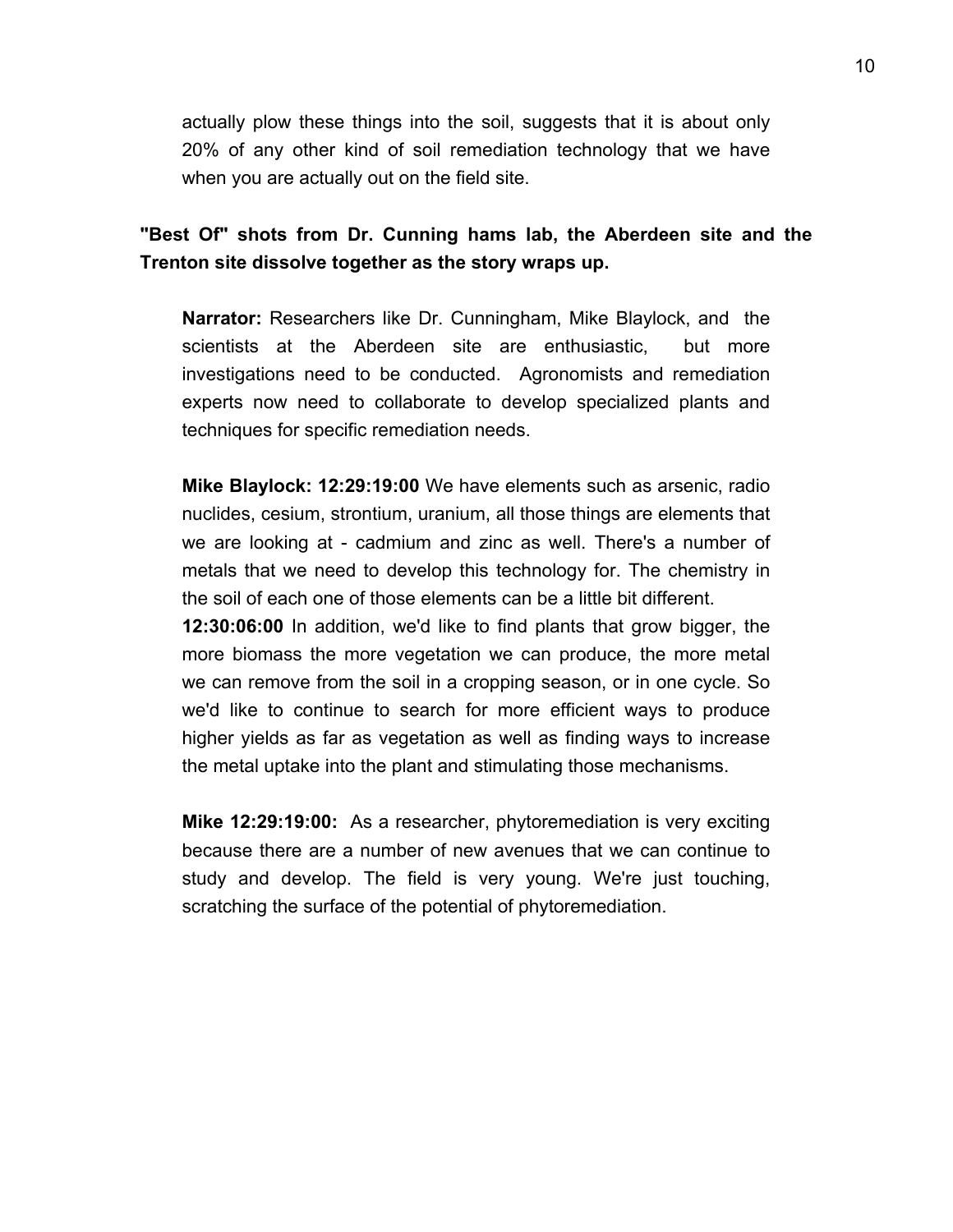actually plow these things into the soil, suggests that it is about only 20% of any other kind of soil remediation technology that we have when you are actually out on the field site.

**"Best Of" shots from Dr. Cunning hams lab, the Aberdeen site and the Trenton site dissolve together as the story wraps up.**

**Narrator:** Researchers like Dr. Cunningham, Mike Blaylock, and the scientists at the Aberdeen site are enthusiastic, but more investigations need to be conducted. Agronomists and remediation experts now need to collaborate to develop specialized plants and techniques for specific remediation needs.

**Mike Blaylock: 12:29:19:00** We have elements such as arsenic, radio nuclides, cesium, strontium, uranium, all those things are elements that we are looking at - cadmium and zinc as well. There's a number of metals that we need to develop this technology for. The chemistry in the soil of each one of those elements can be a little bit different.
**12:30:06:00** In addition, we'd like to find plants that grow bigger, the more biomass the more vegetation we can produce, the more metal we can remove from the soil in a cropping season, or in one cycle. So we'd like to continue to search for more efficient ways to produce higher yields as far as vegetation as well as finding ways to increase the metal uptake into the plant and stimulating those mechanisms.

**Mike 12:29:19:00:** As a researcher, phytoremediation is very exciting because there are a number of new avenues that we can continue to study and develop. The field is very young. We're just touching, scratching the surface of the potential of phytoremediation.